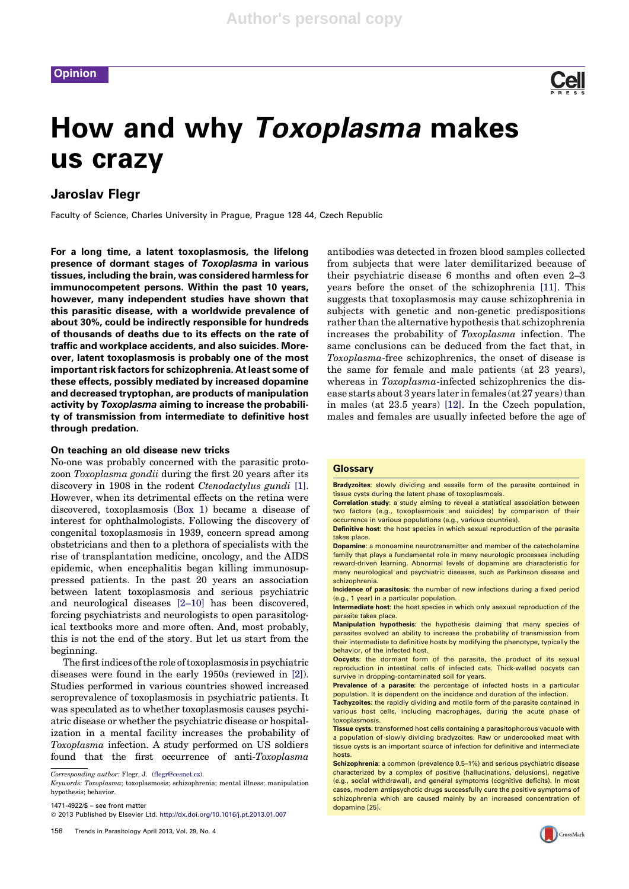Opinion

# How and why *Toxoplasma* makes us crazy

## Jaroslav Flegr

Faculty of Science, Charles University in Prague, Prague 128 44, Czech Republic

**For a long time, a latent toxoplasmosis, the lifelong presence of dormant stages of *Toxoplasma* in various tissues, including the brain, was considered harmless for immunocompetent persons. Within the past 10 years, however, many independent studies have shown that this parasitic disease, with a worldwide prevalence of about 30%, could be indirectly responsible for hundreds of thousands of deaths due to its effects on the rate of traffic and workplace accidents, and also suicides. Moreover, latent toxoplasmosis is probably one of the most important risk factors for schizophrenia. At least some of these effects, possibly mediated by increased dopamine and decreased tryptophan, are products of manipulation activity by *Toxoplasma* aiming to increase the probability of transmission from intermediate to definitive host through predation.**

### On teaching an old disease new tricks

No-one was probably concerned with the parasitic protozoon *Toxoplasma gondii* during the first 20 years after its discovery in 1908 in the rodent *Ctenodactylus gundi* [1]. However, when its detrimental effects on the retina were discovered, toxoplasmosis (Box 1) became a disease of interest for ophthalmologists. Following the discovery of congenital toxoplasmosis in 1939, concern spread among obstetricians and then to a plethora of specialists with the rise of transplantation medicine, oncology, and the AIDS epidemic, when encephalitis began killing immunosuppressed patients. In the past 20 years an association between latent toxoplasmosis and serious psychiatric and neurological diseases [2–10] has been discovered, forcing psychiatrists and neurologists to open parasitological textbooks more and more often. And, most probably, this is not the end of the story. But let us start from the beginning.

The first indices of the role of toxoplasmosis in psychiatric diseases were found in the early 1950s (reviewed in [2]). Studies performed in various countries showed increased seroprevalence of toxoplasmosis in psychiatric patients. It was speculated as to whether toxoplasmosis causes psychiatric disease or whether the psychiatric disease or hospitalization in a mental facility increases the probability of *Toxoplasma* infection. A study performed on US soldiers found that the first occurrence of anti-*Toxoplasma* antibodies was detected in frozen blood samples collected from subjects that were later demilitarized because of their psychiatric disease 6 months and often even 2–3 years before the onset of the schizophrenia [11]. This suggests that toxoplasmosis may cause schizophrenia in subjects with genetic and non-genetic predispositions rather than the alternative hypothesis that schizophrenia increases the probability of *Toxoplasma* infection. The same conclusions can be deduced from the fact that, in *Toxoplasma*-free schizophrenics, the onset of disease is the same for female and male patients (at 23 years), whereas in *Toxoplasma*-infected schizophrenics the disease starts about 3 years later in females (at 27 years) than in males (at 23.5 years) [12]. In the Czech population, males and females are usually infected before the age of

> **Glossary**
>
> **Bradyzoites**: slowly dividing and sessile form of the parasite contained in tissue cysts during the latent phase of toxoplasmosis.
>
> **Correlation study**: a study aiming to reveal a statistical association between two factors (e.g., toxoplasmosis and suicides) by comparison of their occurrence in various populations (e.g., various countries).
>
> **Definitive host**: the host species in which sexual reproduction of the parasite takes place.
>
> **Dopamine**: a monoamine neurotransmitter and member of the catecholamine family that plays a fundamental role in many neurologic processes including reward-driven learning. Abnormal levels of dopamine are characteristic for many neurological and psychiatric diseases, such as Parkinson disease and schizophrenia.
>
> **Incidence of parasitosis**: the number of new infections during a fixed period (e.g., 1 year) in a particular population.
>
> **Intermediate host**: the host species in which only asexual reproduction of the parasite takes place.
>
> **Manipulation hypothesis**: the hypothesis claiming that many species of parasites evolved an ability to increase the probability of transmission from their intermediate to definitive hosts by modifying the phenotype, typically the behavior, of the infected host.
>
> **Oocysts**: the dormant form of the parasite, the product of its sexual reproduction in intestinal cells of infected cats. Thick-walled oocysts can survive in dropping-contaminated soil for years.
>
> **Prevalence of a parasite**: the percentage of infected hosts in a particular population. It is dependent on the incidence and duration of the infection.
>
> **Tachyzoites**: the rapidly dividing and motile form of the parasite contained in various host cells, including macrophages, during the acute phase of toxoplasmosis.
>
> **Tissue cysts**: transformed host cells containing a parasitophorous vacuole with a population of slowly dividing bradyzoites. Raw or undercooked meat with tissue cysts is an important source of infection for definitive and intermediate hosts.
>
> **Schizophrenia**: a common (prevalence 0.5–1%) and serious psychiatric disease characterized by a complex of positive (hallucinations, delusions), negative (e.g., social withdrawal), and general symptoms (cognitive deficits). In most cases, modern antipsychotic drugs successfully cure the positive symptoms of schizophrenia which are caused mainly by an increased concentration of dopamine [25].

*Corresponding author*: Flegr, J. (flegr@cesnet.cz).

*Keywords*: *Toxoplasma*; toxoplasmosis; schizophrenia; mental illness; manipulation hypothesis; behavior.

1471-4922/$ – see front matter

© 2013 Published by Elsevier Ltd. http://dx.doi.org/10.1016/j.pt.2013.01.007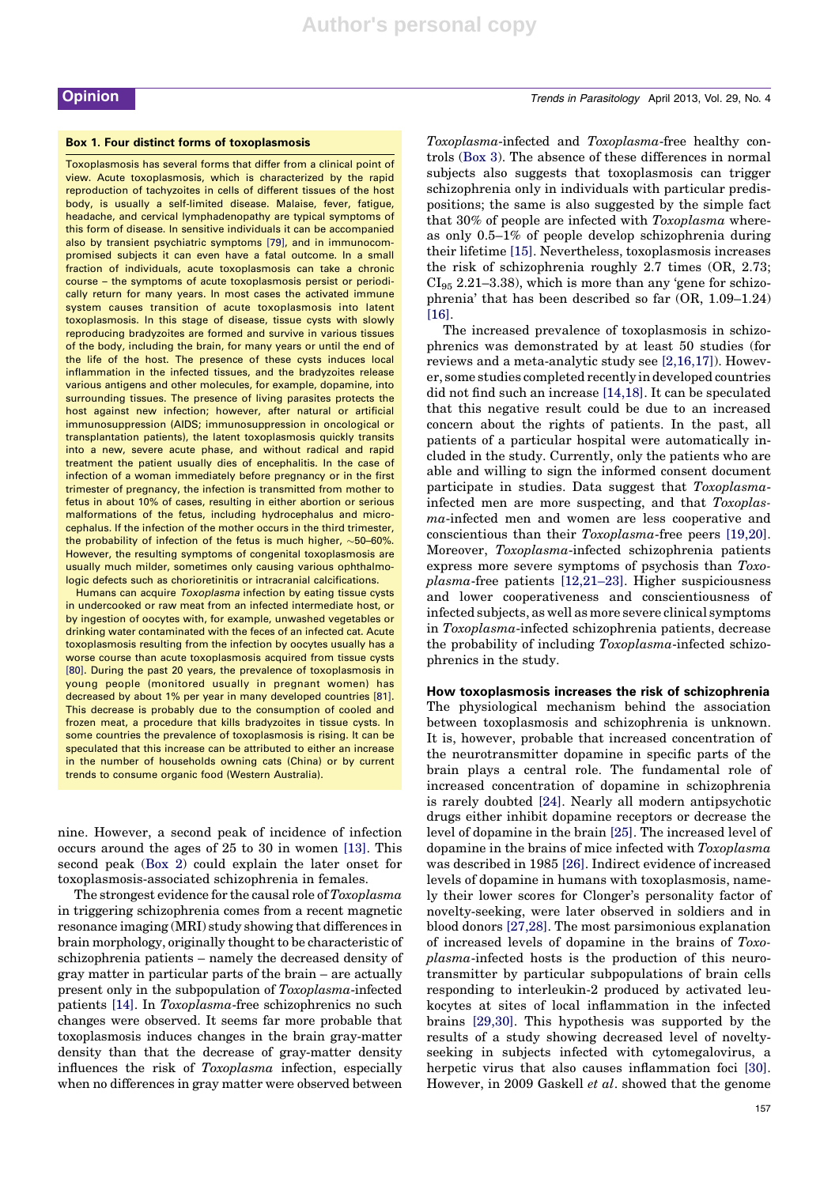### Box 1. Four distinct forms of toxoplasmosis

Toxoplasmosis has several forms that differ from a clinical point of view. Acute toxoplasmosis, which is characterized by the rapid reproduction of tachyzoites in cells of different tissues of the host body, is usually a self-limited disease. Malaise, fever, fatigue, headache, and cervical lymphadenopathy are typical symptoms of this form of disease. In sensitive individuals it can be accompanied also by transient psychiatric symptoms [79], and in immunocompromised subjects it can even have a fatal outcome. In a small fraction of individuals, acute toxoplasmosis can take a chronic course – the symptoms of acute toxoplasmosis persist or periodically return for many years. In most cases the activated immune system causes transition of acute toxoplasmosis into latent toxoplasmosis. In this stage of disease, tissue cysts with slowly reproducing bradyzoites are formed and survive in various tissues of the body, including the brain, for many years or until the end of the life of the host. The presence of these cysts induces local inflammation in the infected tissues, and the bradyzoites release various antigens and other molecules, for example, dopamine, into surrounding tissues. The presence of living parasites protects the host against new infection; however, after natural or artificial immunosuppression (AIDS; immunosuppression in oncological or transplantation patients), the latent toxoplasmosis quickly transits into a new, severe acute phase, and without radical and rapid treatment the patient usually dies of encephalitis. In the case of infection of a woman immediately before pregnancy or in the first trimester of pregnancy, the infection is transmitted from mother to fetus in about 10% of cases, resulting in either abortion or serious malformations of the fetus, including hydrocephalus and microcephalus. If the infection of the mother occurs in the third trimester, the probability of infection of the fetus is much higher, ~50–60%. However, the resulting symptoms of congenital toxoplasmosis are usually much milder, sometimes only causing various ophthalmologic defects such as chorioretinitis or intracranial calcifications.

Humans can acquire *Toxoplasma* infection by eating tissue cysts in undercooked or raw meat from an infected intermediate host, or by ingestion of oocytes with, for example, unwashed vegetables or drinking water contaminated with the feces of an infected cat. Acute toxoplasmosis resulting from the infection by oocytes usually has a worse course than acute toxoplasmosis acquired from tissue cysts [80]. During the past 20 years, the prevalence of toxoplasmosis in young people (monitored usually in pregnant women) has decreased by about 1% per year in many developed countries [81]. This decrease is probably due to the consumption of cooled and frozen meat, a procedure that kills bradyzoites in tissue cysts. In some countries the prevalence of toxoplasmosis is rising. It can be speculated that this increase can be attributed to either an increase in the number of households owning cats (China) or by current trends to consume organic food (Western Australia).

nine. However, a second peak of incidence of infection occurs around the ages of 25 to 30 in women [13]. This second peak (Box 2) could explain the later onset for toxoplasmosis-associated schizophrenia in females.

The strongest evidence for the causal role of *Toxoplasma* in triggering schizophrenia comes from a recent magnetic resonance imaging (MRI) study showing that differences in brain morphology, originally thought to be characteristic of schizophrenia patients – namely the decreased density of gray matter in particular parts of the brain – are actually present only in the subpopulation of *Toxoplasma*-infected patients [14]. In *Toxoplasma*-free schizophrenics no such changes were observed. It seems far more probable that toxoplasmosis induces changes in the brain gray-matter density than that the decrease of gray-matter density influences the risk of *Toxoplasma* infection, especially when no differences in gray matter were observed between *Toxoplasma*-infected and *Toxoplasma*-free healthy controls (Box 3). The absence of these differences in normal subjects also suggests that toxoplasmosis can trigger schizophrenia only in individuals with particular predispositions; the same is also suggested by the simple fact that 30% of people are infected with *Toxoplasma* whereas only 0.5–1% of people develop schizophrenia during their lifetime [15]. Nevertheless, toxoplasmosis increases the risk of schizophrenia roughly 2.7 times (OR, 2.73; $CI_{95}$ 2.21–3.38), which is more than any 'gene for schizophrenia' that has been described so far (OR, 1.09–1.24) [16].

The increased prevalence of toxoplasmosis in schizophrenics was demonstrated by at least 50 studies (for reviews and a meta-analytic study see [2,16,17]). However, some studies completed recently in developed countries did not find such an increase [14,18]. It can be speculated that this negative result could be due to an increased concern about the rights of patients. In the past, all patients of a particular hospital were automatically included in the study. Currently, only the patients who are able and willing to sign the informed consent document participate in studies. Data suggest that *Toxoplasma*-infected men are more suspecting, and that *Toxoplasma*-infected men and women are less cooperative and conscientious than their *Toxoplasma*-free peers [19,20]. Moreover, *Toxoplasma*-infected schizophrenia patients express more severe symptoms of psychosis than *Toxoplasma*-free patients [12,21–23]. Higher suspiciousness and lower cooperativeness and conscientiousness of infected subjects, as well as more severe clinical symptoms in *Toxoplasma*-infected schizophrenia patients, decrease the probability of including *Toxoplasma*-infected schizophrenics in the study.

## How toxoplasmosis increases the risk of schizophrenia

The physiological mechanism behind the association between toxoplasmosis and schizophrenia is unknown. It is, however, probable that increased concentration of the neurotransmitter dopamine in specific parts of the brain plays a central role. The fundamental role of increased concentration of dopamine in schizophrenia is rarely doubted [24]. Nearly all modern antipsychotic drugs either inhibit dopamine receptors or decrease the level of dopamine in the brain [25]. The increased level of dopamine in the brains of mice infected with *Toxoplasma* was described in 1985 [26]. Indirect evidence of increased levels of dopamine in humans with toxoplasmosis, namely their lower scores for Clonger's personality factor of novelty-seeking, were later observed in soldiers and in blood donors [27,28]. The most parsimonious explanation of increased levels of dopamine in the brains of *Toxoplasma*-infected hosts is the production of this neurotransmitter by particular subpopulations of brain cells responding to interleukin-2 produced by activated leukocytes at sites of local inflammation in the infected brains [29,30]. This hypothesis was supported by the results of a study showing decreased level of novelty-seeking in subjects infected with cytomegalovirus, a herpetic virus that also causes inflammation foci [30]. However, in 2009 Gaskell *et al*. showed that the genome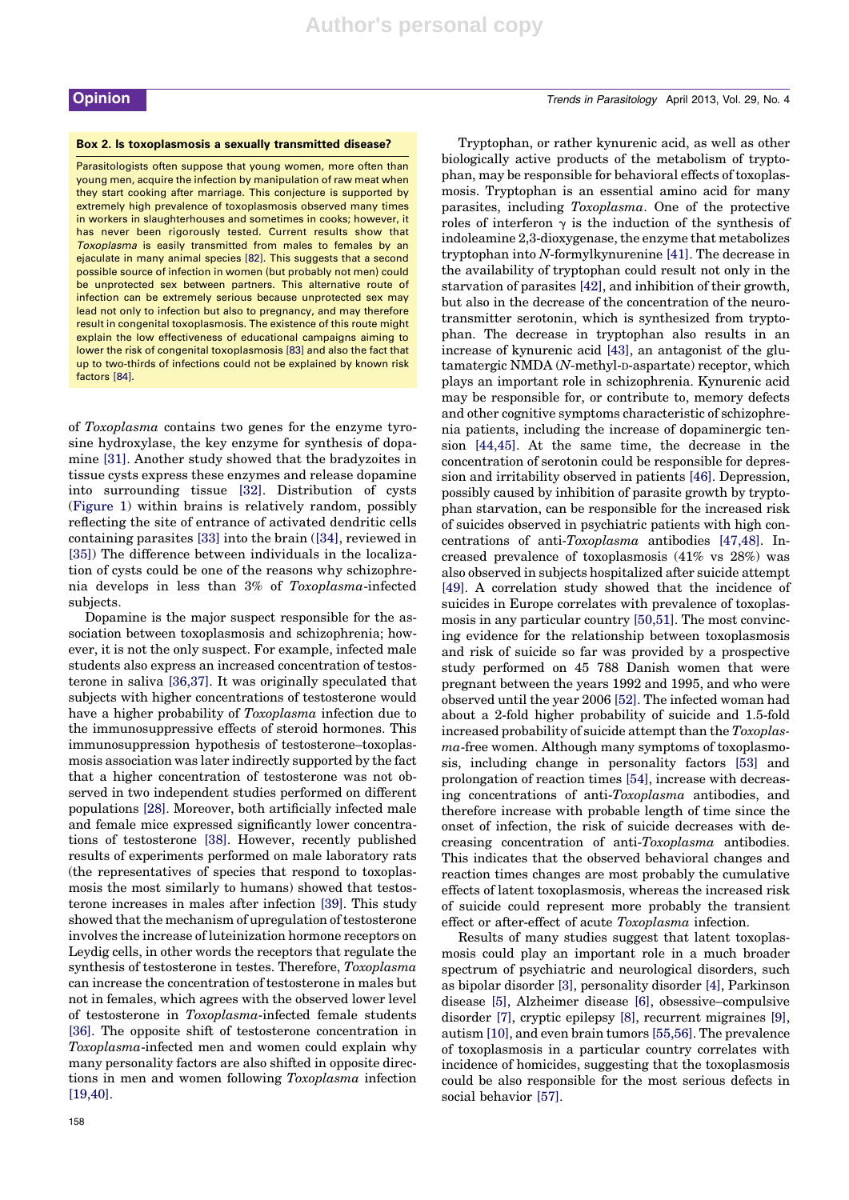### Box 2. Is toxoplasmosis a sexually transmitted disease?

Parasitologists often suppose that young women, more often than young men, acquire the infection by manipulation of raw meat when they start cooking after marriage. This conjecture is supported by extremely high prevalence of toxoplasmosis observed many times in workers in slaughterhouses and sometimes in cooks; however, it has never been rigorously tested. Current results show that *Toxoplasma* is easily transmitted from males to females by an ejaculate in many animal species [82]. This suggests that a second possible source of infection in women (but probably not men) could be unprotected sex between partners. This alternative route of infection can be extremely serious because unprotected sex may lead not only to infection but also to pregnancy, and may therefore result in congenital toxoplasmosis. The existence of this route might explain the low effectiveness of educational campaigns aiming to lower the risk of congenital toxoplasmosis [83] and also the fact that up to two-thirds of infections could not be explained by known risk factors [84].

of *Toxoplasma* contains two genes for the enzyme tyrosine hydroxylase, the key enzyme for synthesis of dopamine [31]. Another study showed that the bradyzoites in tissue cysts express these enzymes and release dopamine into surrounding tissue [32]. Distribution of cysts (Figure 1) within brains is relatively random, possibly reflecting the site of entrance of activated dendritic cells containing parasites [33] into the brain ([34], reviewed in [35]) The difference between individuals in the localization of cysts could be one of the reasons why schizophrenia develops in less than 3% of *Toxoplasma*-infected subjects.

Dopamine is the major suspect responsible for the association between toxoplasmosis and schizophrenia; however, it is not the only suspect. For example, infected male students also express an increased concentration of testosterone in saliva [36,37]. It was originally speculated that subjects with higher concentrations of testosterone would have a higher probability of *Toxoplasma* infection due to the immunosuppressive effects of steroid hormones. This immunosuppression hypothesis of testosterone–toxoplasmosis association was later indirectly supported by the fact that a higher concentration of testosterone was not observed in two independent studies performed on different populations [28]. Moreover, both artificially infected male and female mice expressed significantly lower concentrations of testosterone [38]. However, recently published results of experiments performed on male laboratory rats (the representatives of species that respond to toxoplasmosis the most similarly to humans) showed that testosterone increases in males after infection [39]. This study showed that the mechanism of upregulation of testosterone involves the increase of luteinization hormone receptors on Leydig cells, in other words the receptors that regulate the synthesis of testosterone in testes. Therefore, *Toxoplasma* can increase the concentration of testosterone in males but not in females, which agrees with the observed lower level of testosterone in *Toxoplasma*-infected female students [36]. The opposite shift of testosterone concentration in *Toxoplasma*-infected men and women could explain why many personality factors are also shifted in opposite directions in men and women following *Toxoplasma* infection [19,40].

Tryptophan, or rather kynurenic acid, as well as other biologically active products of the metabolism of tryptophan, may be responsible for behavioral effects of toxoplasmosis. Tryptophan is an essential amino acid for many parasites, including *Toxoplasma*. One of the protective roles of interferon $\gamma$ is the induction of the synthesis of indoleamine 2,3-dioxygenase, the enzyme that metabolizes tryptophan into *N*-formylkynurenine [41]. The decrease in the availability of tryptophan could result not only in the starvation of parasites [42], and inhibition of their growth, but also in the decrease of the concentration of the neurotransmitter serotonin, which is synthesized from tryptophan. The decrease in tryptophan also results in an increase of kynurenic acid [43], an antagonist of the glutamatergic NMDA (*N*-methyl-D-aspartate) receptor, which plays an important role in schizophrenia. Kynurenic acid may be responsible for, or contribute to, memory defects and other cognitive symptoms characteristic of schizophrenia patients, including the increase of dopaminergic tension [44,45]. At the same time, the decrease in the concentration of serotonin could be responsible for depression and irritability observed in patients [46]. Depression, possibly caused by inhibition of parasite growth by tryptophan starvation, can be responsible for the increased risk of suicides observed in psychiatric patients with high concentrations of anti-*Toxoplasma* antibodies [47,48]. Increased prevalence of toxoplasmosis (41% vs 28%) was also observed in subjects hospitalized after suicide attempt [49]. A correlation study showed that the incidence of suicides in Europe correlates with prevalence of toxoplasmosis in any particular country [50,51]. The most convincing evidence for the relationship between toxoplasmosis and risk of suicide so far was provided by a prospective study performed on 45 788 Danish women that were pregnant between the years 1992 and 1995, and who were observed until the year 2006 [52]. The infected woman had about a 2-fold higher probability of suicide and 1.5-fold increased probability of suicide attempt than the *Toxoplasma*-free women. Although many symptoms of toxoplasmosis, including change in personality factors [53] and prolongation of reaction times [54], increase with decreasing concentrations of anti-*Toxoplasma* antibodies, and therefore increase with probable length of time since the onset of infection, the risk of suicide decreases with decreasing concentration of anti-*Toxoplasma* antibodies. This indicates that the observed behavioral changes and reaction times changes are most probably the cumulative effects of latent toxoplasmosis, whereas the increased risk of suicide could represent more probably the transient effect or after-effect of acute *Toxoplasma* infection.

Results of many studies suggest that latent toxoplasmosis could play an important role in a much broader spectrum of psychiatric and neurological disorders, such as bipolar disorder [3], personality disorder [4], Parkinson disease [5], Alzheimer disease [6], obsessive–compulsive disorder [7], cryptic epilepsy [8], recurrent migraines [9], autism [10], and even brain tumors [55,56]. The prevalence of toxoplasmosis in a particular country correlates with incidence of homicides, suggesting that the toxoplasmosis could be also responsible for the most serious defects in social behavior [57].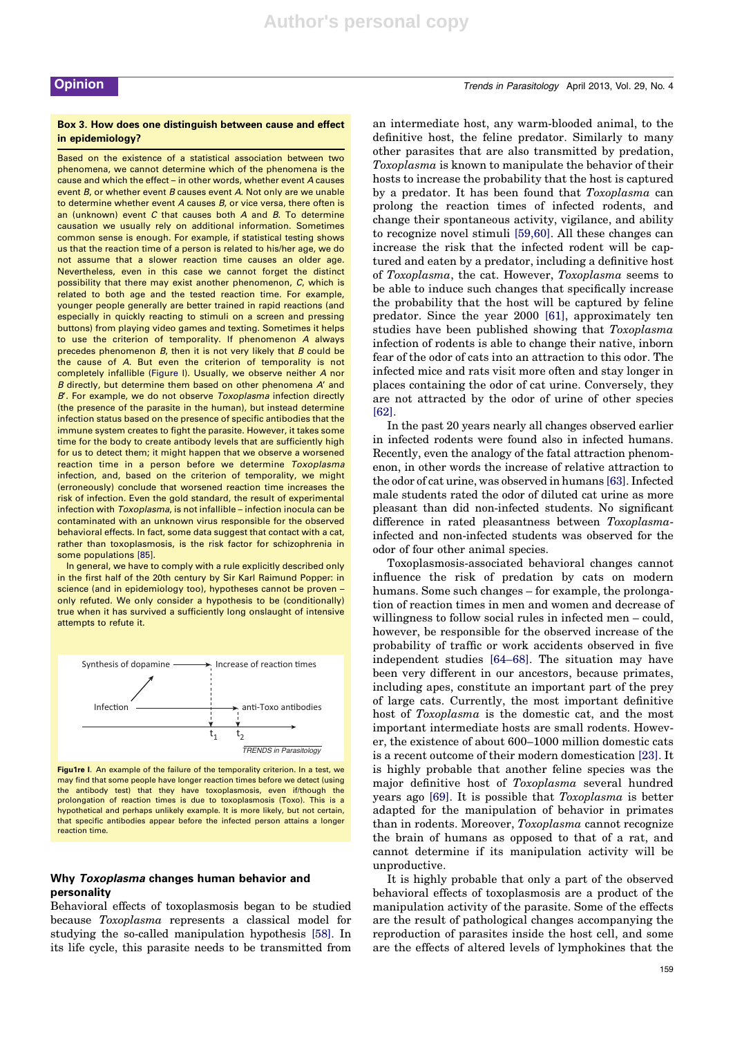### Box 3. How does one distinguish between cause and effect in epidemiology?

Based on the existence of a statistical association between two phenomena, we cannot determine which of the phenomena is the cause and which the effect – in other words, whether event *A* causes event *B*, or whether event *B* causes event *A*. Not only are we unable to determine whether event *A* causes *B*, or vice versa, there often is an (unknown) event *C* that causes both *A* and *B*. To determine causation we usually rely on additional information. Sometimes common sense is enough. For example, if statistical testing shows us that the reaction time of a person is related to his/her age, we do not assume that a slower reaction time causes an older age. Nevertheless, even in this case we cannot forget the distinct possibility that there may exist another phenomenon, *C*, which is related to both age and the tested reaction time. For example, younger people generally are better trained in rapid reactions (and especially in quickly reacting to stimuli on a screen and pressing buttons) from playing video games and texting. Sometimes it helps to use the criterion of temporality. If phenomenon *A* always precedes phenomenon *B*, then it is not very likely that *B* could be the cause of *A*. But even the criterion of temporality is not completely infallible (Figure I). Usually, we observe neither *A* nor *B* directly, but determine them based on other phenomena *A*′ and *B*′. For example, we do not observe *Toxoplasma* infection directly (the presence of the parasite in the human), but instead determine infection status based on the presence of specific antibodies that the immune system creates to fight the parasite. However, it takes some time for the body to create antibody levels that are sufficiently high for us to detect them; it might happen that we observe a worsened reaction time in a person before we determine *Toxoplasma* infection, and, based on the criterion of temporality, we might (erroneously) conclude that worsened reaction time increases the risk of infection. Even the gold standard, the result of experimental infection with *Toxoplasma*, is not infallible – infection inocula can be contaminated with an unknown virus responsible for the observed behavioral effects. In fact, some data suggest that contact with a cat, rather than toxoplasmosis, is the risk factor for schizophrenia in some populations [85].

In general, we have to comply with a rule explicitly described only in the first half of the 20th century by Sir Karl Raimund Popper: in science (and in epidemiology too), hypotheses cannot be proven – only refuted. We only consider a hypothesis to be (conditionally) true when it has survived a sufficiently long onslaught of intensive attempts to refute it.

Synthesis of dopamine
Increase of reaction times
Infection
anti-Toxo antibodies
$t_1$
$t_2$
TRENDS in Parasitology

Figu1re I. An example of the failure of the temporality criterion. In a test, we may find that some people have longer reaction times before we detect (using the antibody test) that they have toxoplasmosis, even if/though the prolongation of reaction times is due to toxoplasmosis (Toxo). This is a hypothetical and perhaps unlikely example. It is more likely, but not certain, that specific antibodies appear before the infected person attains a longer reaction time.

## Why *Toxoplasma* changes human behavior and personality

Behavioral effects of toxoplasmosis began to be studied because *Toxoplasma* represents a classical model for studying the so-called manipulation hypothesis [58]. In its life cycle, this parasite needs to be transmitted from an intermediate host, any warm-blooded animal, to the definitive host, the feline predator. Similarly to many other parasites that are also transmitted by predation, *Toxoplasma* is known to manipulate the behavior of their hosts to increase the probability that the host is captured by a predator. It has been found that *Toxoplasma* can prolong the reaction times of infected rodents, and change their spontaneous activity, vigilance, and ability to recognize novel stimuli [59,60]. All these changes can increase the risk that the infected rodent will be captured and eaten by a predator, including a definitive host of *Toxoplasma*, the cat. However, *Toxoplasma* seems to be able to induce such changes that specifically increase the probability that the host will be captured by feline predator. Since the year 2000 [61], approximately ten studies have been published showing that *Toxoplasma* infection of rodents is able to change their native, inborn fear of the odor of cats into an attraction to this odor. The infected mice and rats visit more often and stay longer in places containing the odor of cat urine. Conversely, they are not attracted by the odor of urine of other species [62].

In the past 20 years nearly all changes observed earlier in infected rodents were found also in infected humans. Recently, even the analogy of the fatal attraction phenomenon, in other words the increase of relative attraction to the odor of cat urine, was observed in humans [63]. Infected male students rated the odor of diluted cat urine as more pleasant than did non-infected students. No significant difference in rated pleasantness between *Toxoplasma*-infected and non-infected students was observed for the odor of four other animal species.

Toxoplasmosis-associated behavioral changes cannot influence the risk of predation by cats on modern humans. Some such changes – for example, the prolongation of reaction times in men and women and decrease of willingness to follow social rules in infected men – could, however, be responsible for the observed increase of the probability of traffic or work accidents observed in five independent studies [64–68]. The situation may have been very different in our ancestors, because primates, including apes, constitute an important part of the prey of large cats. Currently, the most important definitive host of *Toxoplasma* is the domestic cat, and the most important intermediate hosts are small rodents. However, the existence of about 600–1000 million domestic cats is a recent outcome of their modern domestication [23]. It is highly probable that another feline species was the major definitive host of *Toxoplasma* several hundred years ago [69]. It is possible that *Toxoplasma* is better adapted for the manipulation of behavior in primates than in rodents. Moreover, *Toxoplasma* cannot recognize the brain of humans as opposed to that of a rat, and cannot determine if its manipulation activity will be unproductive.

It is highly probable that only a part of the observed behavioral effects of toxoplasmosis are a product of the manipulation activity of the parasite. Some of the effects are the result of pathological changes accompanying the reproduction of parasites inside the host cell, and some are the effects of altered levels of lymphokines that the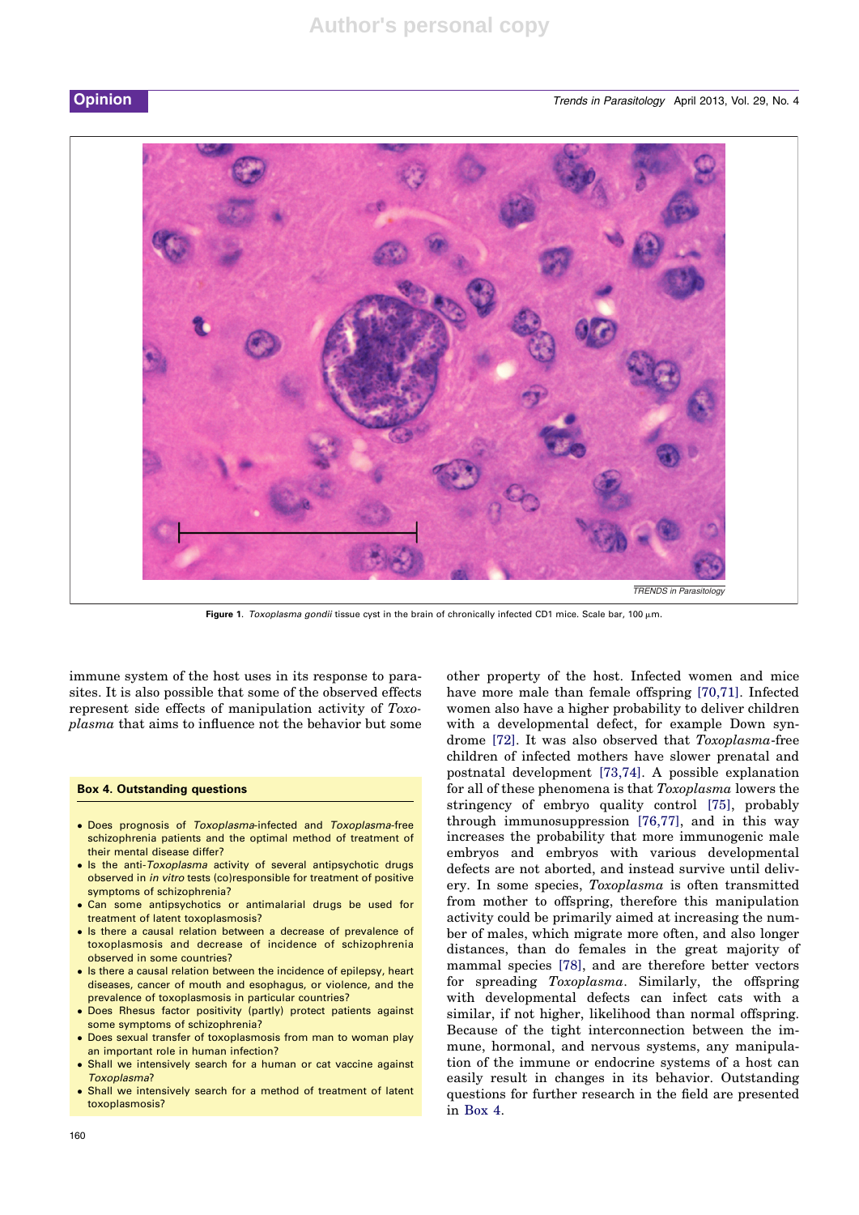Figure 1. *Toxoplasma gondii* tissue cyst in the brain of chronically infected CD1 mice. Scale bar, 100 μm.

immune system of the host uses in its response to parasites. It is also possible that some of the observed effects represent side effects of manipulation activity of *Toxoplasma* that aims to influence not the behavior but some other property of the host. Infected women and mice have more male than female offspring [70,71]. Infected women also have a higher probability to deliver children with a developmental defect, for example Down syndrome [72]. It was also observed that *Toxoplasma*-free children of infected mothers have slower prenatal and postnatal development [73,74]. A possible explanation for all of these phenomena is that *Toxoplasma* lowers the stringency of embryo quality control [75], probably through immunosuppression [76,77], and in this way increases the probability that more immunogenic male embryos and embryos with various developmental defects are not aborted, and instead survive until delivery. In some species, *Toxoplasma* is often transmitted from mother to offspring, therefore this manipulation activity could be primarily aimed at increasing the number of males, which migrate more often, and also longer distances, than do females in the great majority of mammal species [78], and are therefore better vectors for spreading *Toxoplasma*. Similarly, the offspring with developmental defects can infect cats with a similar, if not higher, likelihood than normal offspring. Because of the tight interconnection between the immune, hormonal, and nervous systems, any manipulation of the immune or endocrine systems of a host can easily result in changes in its behavior. Outstanding questions for further research in the field are presented in Box 4.

**Box 4. Outstanding questions**

- Does prognosis of *Toxoplasma*-infected and *Toxoplasma*-free schizophrenia patients and the optimal method of treatment of their mental disease differ?
- Is the anti-*Toxoplasma* activity of several antipsychotic drugs observed in *in vitro* tests (co)responsible for treatment of positive symptoms of schizophrenia?
- Can some antipsychotics or antimalarial drugs be used for treatment of latent toxoplasmosis?
- Is there a causal relation between a decrease of prevalence of toxoplasmosis and decrease of incidence of schizophrenia observed in some countries?
- Is there a causal relation between the incidence of epilepsy, heart diseases, cancer of mouth and esophagus, or violence, and the prevalence of toxoplasmosis in particular countries?
- Does Rhesus factor positivity (partly) protect patients against some symptoms of schizophrenia?
- Does sexual transfer of toxoplasmosis from man to woman play an important role in human infection?
- Shall we intensively search for a human or cat vaccine against *Toxoplasma*?
- Shall we intensively search for a method of treatment of latent toxoplasmosis?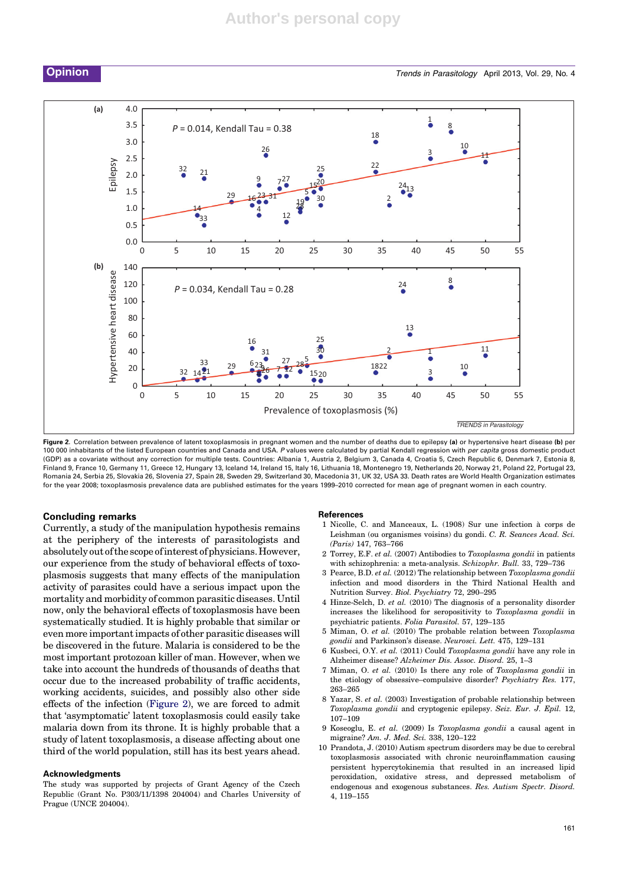**Figure 2.** Correlation between prevalence of latent toxoplasmosis in pregnant women and the number of deaths due to epilepsy **(a)** or hypertensive heart disease **(b)** per 100 000 inhabitants of the listed European countries and Canada and USA. *P* values were calculated by partial Kendall regression with *per capita* gross domestic product (GDP) as a covariate without any correction for multiple tests. Countries: Albania 1, Austria 2, Belgium 3, Canada 4, Croatia 5, Czech Republic 6, Denmark 7, Estonia 8, Finland 9, France 10, Germany 11, Greece 12, Hungary 13, Iceland 14, Ireland 15, Italy 16, Lithuania 18, Montenegro 19, Netherlands 20, Norway 21, Poland 22, Portugal 23, Romania 24, Serbia 25, Slovakia 26, Slovenia 27, Spain 28, Sweden 29, Switzerland 30, Macedonia 31, UK 32, USA 33. Death rates are World Health Organization estimates for the year 2008; toxoplasmosis prevalence data are published estimates for the years 1999–2010 corrected for mean age of pregnant women in each country.

## Concluding remarks

Currently, a study of the manipulation hypothesis remains at the periphery of the interests of parasitologists and absolutely out of the scope of interest of physicians. However, our experience from the study of behavioral effects of toxoplasmosis suggests that many effects of the manipulation activity of parasites could have a serious impact upon the mortality and morbidity of common parasitic diseases. Until now, only the behavioral effects of toxoplasmosis have been systematically studied. It is highly probable that similar or even more important impacts of other parasitic diseases will be discovered in the future. Malaria is considered to be the most important protozoan killer of man. However, when we take into account the hundreds of thousands of deaths that occur due to the increased probability of traffic accidents, working accidents, suicides, and possibly also other side effects of the infection (Figure 2), we are forced to admit that 'asymptomatic' latent toxoplasmosis could easily take malaria down from its throne. It is highly probable that a study of latent toxoplasmosis, a disease affecting about one third of the world population, still has its best years ahead.

## Acknowledgments

The study was supported by projects of Grant Agency of the Czech Republic (Grant No. P303/11/1398 204004) and Charles University of Prague (UNCE 204004).

## References

1 Nicolle, C. and Manceaux, L. (1908) Sur une infection à corps de Leishman (ou organismes voisins) du gondi. *C. R. Seances Acad. Sci. (Paris)* 147, 763–766

2 Torrey, E.F. *et al.* (2007) Antibodies to *Toxoplasma gondii* in patients with schizophrenia: a meta-analysis. *Schizophr. Bull.* 33, 729–736

3 Pearce, B.D. *et al.* (2012) The relationship between *Toxoplasma gondii* infection and mood disorders in the Third National Health and Nutrition Survey. *Biol. Psychiatry* 72, 290–295

4 Hinze-Selch, D. *et al.* (2010) The diagnosis of a personality disorder increases the likelihood for seropositivity to *Toxoplasma gondii* in psychiatric patients. *Folia Parasitol.* 57, 129–135

5 Miman, O. *et al.* (2010) The probable relation between *Toxoplasma gondii* and Parkinson's disease. *Neurosci. Lett.* 475, 129–131

6 Kusbeci, O.Y. *et al.* (2011) Could *Toxoplasma gondii* have any role in Alzheimer disease? *Alzheimer Dis. Assoc. Disord.* 25, 1–3

7 Miman, O. *et al.* (2010) Is there any role of *Toxoplasma gondii* in the etiology of obsessive–compulsive disorder? *Psychiatry Res.* 177, 263–265

8 Yazar, S. *et al.* (2003) Investigation of probable relationship between *Toxoplasma gondii* and cryptogenic epilepsy. *Seiz. Eur. J. Epil.* 12, 107–109

9 Koseoglu, E. *et al.* (2009) Is *Toxoplasma gondii* a causal agent in migraine? *Am. J. Med. Sci.* 338, 120–122

10 Prandota, J. (2010) Autism spectrum disorders may be due to cerebral toxoplasmosis associated with chronic neuroinflammation causing persistent hypercytokinemia that resulted in an increased lipid peroxidation, oxidative stress, and depressed metabolism of endogenous and exogenous substances. *Res. Autism Spectr. Disord.* 4, 119–155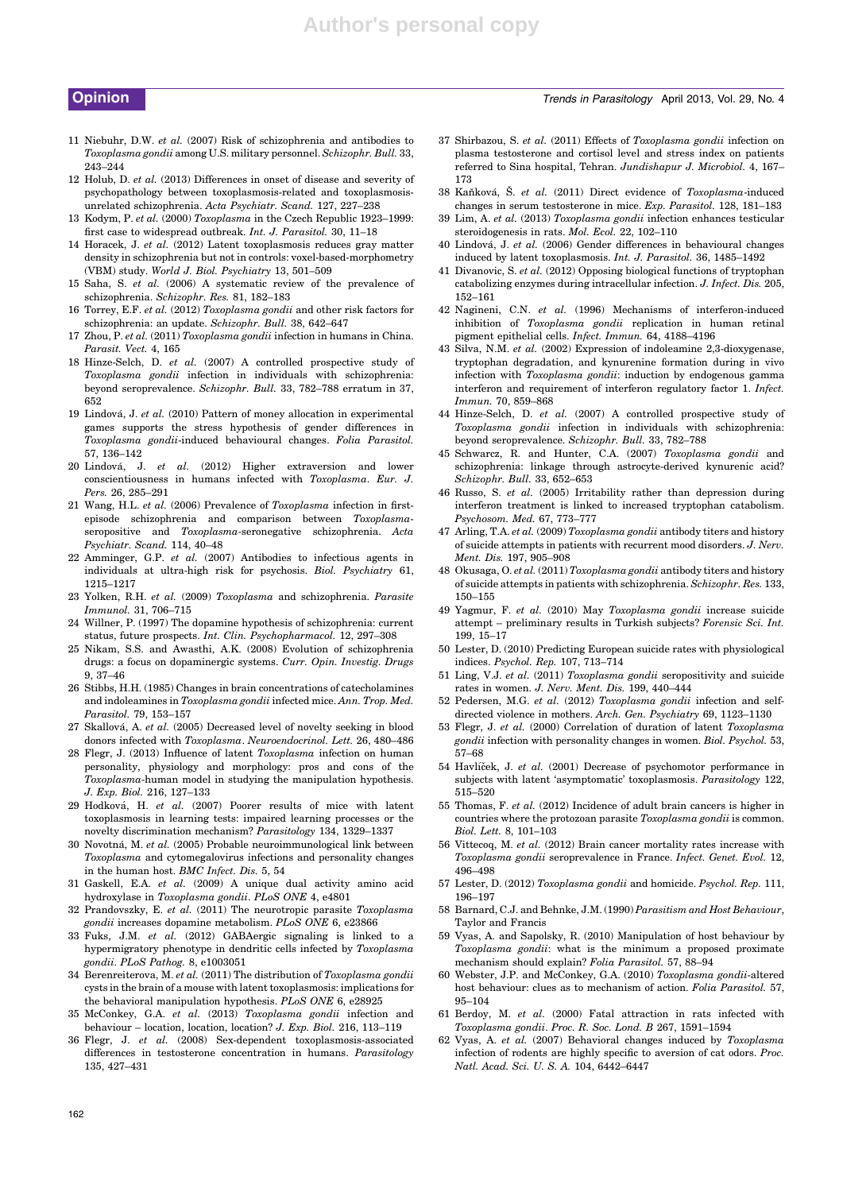11 Niebuhr, D.W. *et al.* (2007) Risk of schizophrenia and antibodies to *Toxoplasma gondii* among U.S. military personnel. *Schizophr. Bull.* 33, 243–244

12 Holub, D. *et al.* (2013) Differences in onset of disease and severity of psychopathology between toxoplasmosis-related and toxoplasmosis-unrelated schizophrenia. *Acta Psychiatr. Scand.* 127, 227–238

13 Kodym, P. *et al.* (2000) *Toxoplasma* in the Czech Republic 1923–1999: first case to widespread outbreak. *Int. J. Parasitol.* 30, 11–18

14 Horacek, J. *et al.* (2012) Latent toxoplasmosis reduces gray matter density in schizophrenia but not in controls: voxel-based-morphometry (VBM) study. *World J. Biol. Psychiatry* 13, 501–509

15 Saha, S. *et al.* (2006) A systematic review of the prevalence of schizophrenia. *Schizophr. Res.* 81, 182–183

16 Torrey, E.F. *et al.* (2012) *Toxoplasma gondii* and other risk factors for schizophrenia: an update. *Schizophr. Bull.* 38, 642–647

17 Zhou, P. *et al.* (2011) *Toxoplasma gondii* infection in humans in China. *Parasit. Vect.* 4, 165

18 Hinze-Selch, D. *et al.* (2007) A controlled prospective study of *Toxoplasma gondii* infection in individuals with schizophrenia: beyond seroprevalence. *Schizophr. Bull.* 33, 782–788 erratum in 37, 652

19 Lindová, J. *et al.* (2010) Pattern of money allocation in experimental games supports the stress hypothesis of gender differences in *Toxoplasma gondii*-induced behavioural changes. *Folia Parasitol.* 57, 136–142

20 Lindová, J. *et al.* (2012) Higher extraversion and lower conscientiousness in humans infected with *Toxoplasma*. *Eur. J. Pers.* 26, 285–291

21 Wang, H.L. *et al.* (2006) Prevalence of *Toxoplasma* infection in first-episode schizophrenia and comparison between *Toxoplasma*-seropositive and *Toxoplasma*-seronegative schizophrenia. *Acta Psychiatr. Scand.* 114, 40–48

22 Amminger, G.P. *et al.* (2007) Antibodies to infectious agents in individuals at ultra-high risk for psychosis. *Biol. Psychiatry* 61, 1215–1217

23 Yolken, R.H. *et al.* (2009) *Toxoplasma* and schizophrenia. *Parasite Immunol.* 31, 706–715

24 Willner, P. (1997) The dopamine hypothesis of schizophrenia: current status, future prospects. *Int. Clin. Psychopharmacol.* 12, 297–308

25 Nikam, S.S. and Awasthi, A.K. (2008) Evolution of schizophrenia drugs: a focus on dopaminergic systems. *Curr. Opin. Investig. Drugs* 9, 37–46

26 Stibbs, H.H. (1985) Changes in brain concentrations of catecholamines and indoleamines in *Toxoplasma gondii* infected mice. *Ann. Trop. Med. Parasitol.* 79, 153–157

27 Skallová, A. *et al.* (2005) Decreased level of novelty seeking in blood donors infected with *Toxoplasma*. *Neuroendocrinol. Lett.* 26, 480–486

28 Flegr, J. (2013) Influence of latent *Toxoplasma* infection on human personality, physiology and morphology: pros and cons of the *Toxoplasma*-human model in studying the manipulation hypothesis. *J. Exp. Biol.* 216, 127–133

29 Hodková, H. *et al.* (2007) Poorer results of mice with latent toxoplasmosis in learning tests: impaired learning processes or the novelty discrimination mechanism? *Parasitology* 134, 1329–1337

30 Novotná, M. *et al.* (2005) Probable neuroimmunological link between *Toxoplasma* and cytomegalovirus infections and personality changes in the human host. *BMC Infect. Dis.* 5, 54

31 Gaskell, E.A. *et al.* (2009) A unique dual activity amino acid hydroxylase in *Toxoplasma gondii*. *PLoS ONE* 4, e4801

32 Prandovszky, E. *et al.* (2011) The neurotropic parasite *Toxoplasma gondii* increases dopamine metabolism. *PLoS ONE* 6, e23866

33 Fuks, J.M. *et al.* (2012) GABAergic signaling is linked to a hypermigratory phenotype in dendritic cells infected by *Toxoplasma gondii*. *PLoS Pathog.* 8, e1003051

34 Berenreiterova, M. *et al.* (2011) The distribution of *Toxoplasma gondii* cysts in the brain of a mouse with latent toxoplasmosis: implications for the behavioral manipulation hypothesis. *PLoS ONE* 6, e28925

35 McConkey, G.A. *et al.* (2013) *Toxoplasma gondii* infection and behaviour – location, location, location? *J. Exp. Biol.* 216, 113–119

36 Flegr, J. *et al.* (2008) Sex-dependent toxoplasmosis-associated differences in testosterone concentration in humans. *Parasitology* 135, 427–431

37 Shirbazou, S. *et al.* (2011) Effects of *Toxoplasma gondii* infection on plasma testosterone and cortisol level and stress index on patients referred to Sina hospital, Tehran. *Jundishapur J. Microbiol.* 4, 167–173

38 Kaňková, Š. *et al.* (2011) Direct evidence of *Toxoplasma*-induced changes in serum testosterone in mice. *Exp. Parasitol.* 128, 181–183

39 Lim, A. *et al.* (2013) *Toxoplasma gondii* infection enhances testicular steroidogenesis in rats. *Mol. Ecol.* 22, 102–110

40 Lindová, J. *et al.* (2006) Gender differences in behavioural changes induced by latent toxoplasmosis. *Int. J. Parasitol.* 36, 1485–1492

41 Divanovic, S. *et al.* (2012) Opposing biological functions of tryptophan catabolizing enzymes during intracellular infection. *J. Infect. Dis.* 205, 152–161

42 Nagineni, C.N. *et al.* (1996) Mechanisms of interferon-induced inhibition of *Toxoplasma gondii* replication in human retinal pigment epithelial cells. *Infect. Immun.* 64, 4188–4196

43 Silva, N.M. *et al.* (2002) Expression of indoleamine 2,3-dioxygenase, tryptophan degradation, and kynurenine formation during in vivo infection with *Toxoplasma gondii*: induction by endogenous gamma interferon and requirement of interferon regulatory factor 1. *Infect. Immun.* 70, 859–868

44 Hinze-Selch, D. *et al.* (2007) A controlled prospective study of *Toxoplasma gondii* infection in individuals with schizophrenia: beyond seroprevalence. *Schizophr. Bull.* 33, 782–788

45 Schwarcz, R. and Hunter, C.A. (2007) *Toxoplasma gondii* and schizophrenia: linkage through astrocyte-derived kynurenic acid? *Schizophr. Bull.* 33, 652–653

46 Russo, S. *et al.* (2005) Irritability rather than depression during interferon treatment is linked to increased tryptophan catabolism. *Psychosom. Med.* 67, 773–777

47 Arling, T.A. *et al.* (2009) *Toxoplasma gondii* antibody titers and history of suicide attempts in patients with recurrent mood disorders. *J. Nerv. Ment. Dis.* 197, 905–908

48 Okusaga, O. *et al.* (2011) *Toxoplasma gondii* antibody titers and history of suicide attempts in patients with schizophrenia. *Schizophr. Res.* 133, 150–155

49 Yagmur, F. *et al.* (2010) May *Toxoplasma gondii* increase suicide attempt – preliminary results in Turkish subjects? *Forensic Sci. Int.* 199, 15–17

50 Lester, D. (2010) Predicting European suicide rates with physiological indices. *Psychol. Rep.* 107, 713–714

51 Ling, V.J. *et al.* (2011) *Toxoplasma gondii* seropositivity and suicide rates in women. *J. Nerv. Ment. Dis.* 199, 440–444

52 Pedersen, M.G. *et al.* (2012) *Toxoplasma gondii* infection and self-directed violence in mothers. *Arch. Gen. Psychiatry* 69, 1123–1130

53 Flegr, J. *et al.* (2000) Correlation of duration of latent *Toxoplasma gondii* infection with personality changes in women. *Biol. Psychol.* 53, 57–68

54 Havlíček, J. *et al.* (2001) Decrease of psychomotor performance in subjects with latent 'asymptomatic' toxoplasmosis. *Parasitology* 122, 515–520

55 Thomas, F. *et al.* (2012) Incidence of adult brain cancers is higher in countries where the protozoan parasite *Toxoplasma gondii* is common. *Biol. Lett.* 8, 101–103

56 Vittecoq, M. *et al.* (2012) Brain cancer mortality rates increase with *Toxoplasma gondii* seroprevalence in France. *Infect. Genet. Evol.* 12, 496–498

57 Lester, D. (2012) *Toxoplasma gondii* and homicide. *Psychol. Rep.* 111, 196–197

58 Barnard, C.J. and Behnke, J.M. (1990) *Parasitism and Host Behaviour*, Taylor and Francis

59 Vyas, A. and Sapolsky, R. (2010) Manipulation of host behaviour by *Toxoplasma gondii*: what is the minimum a proposed proximate mechanism should explain? *Folia Parasitol.* 57, 88–94

60 Webster, J.P. and McConkey, G.A. (2010) *Toxoplasma gondii*-altered host behaviour: clues as to mechanism of action. *Folia Parasitol.* 57, 95–104

61 Berdoy, M. *et al.* (2000) Fatal attraction in rats infected with *Toxoplasma gondii*. *Proc. R. Soc. Lond. B* 267, 1591–1594

62 Vyas, A. *et al.* (2007) Behavioral changes induced by *Toxoplasma* infection of rodents are highly specific to aversion of cat odors. *Proc. Natl. Acad. Sci. U. S. A.* 104, 6442–6447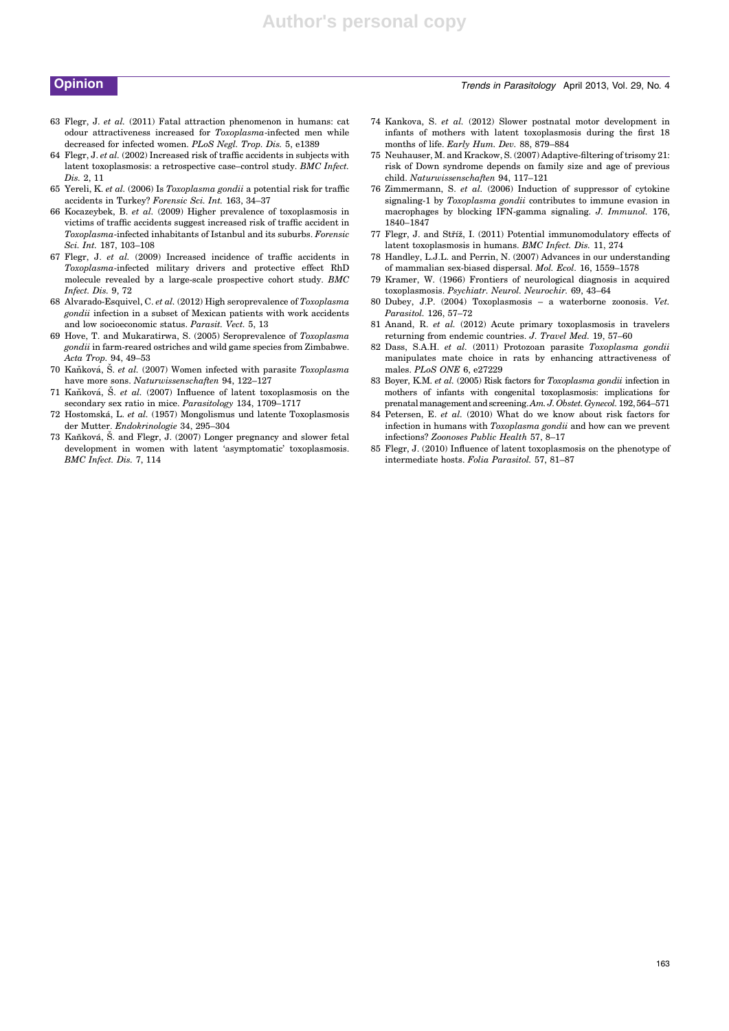63 Flegr, J. *et al.* (2011) Fatal attraction phenomenon in humans: cat odour attractiveness increased for *Toxoplasma*-infected men while decreased for infected women. *PLoS Negl. Trop. Dis.* 5, e1389

64 Flegr, J. *et al.* (2002) Increased risk of traffic accidents in subjects with latent toxoplasmosis: a retrospective case–control study. *BMC Infect. Dis.* 2, 11

65 Yereli, K. *et al.* (2006) Is *Toxoplasma gondii* a potential risk for traffic accidents in Turkey? *Forensic Sci. Int.* 163, 34–37

66 Kocazeybek, B. *et al.* (2009) Higher prevalence of toxoplasmosis in victims of traffic accidents suggest increased risk of traffic accident in *Toxoplasma*-infected inhabitants of Istanbul and its suburbs. *Forensic Sci. Int.* 187, 103–108

67 Flegr, J. *et al.* (2009) Increased incidence of traffic accidents in *Toxoplasma*-infected military drivers and protective effect RhD molecule revealed by a large-scale prospective cohort study. *BMC Infect. Dis.* 9, 72

68 Alvarado-Esquivel, C. *et al.* (2012) High seroprevalence of *Toxoplasma gondii* infection in a subset of Mexican patients with work accidents and low socioeconomic status. *Parasit. Vect.* 5, 13

69 Hove, T. and Mukaratirwa, S. (2005) Seroprevalence of *Toxoplasma gondii* in farm-reared ostriches and wild game species from Zimbabwe. *Acta Trop.* 94, 49–53

70 Kaňková, Š. *et al.* (2007) Women infected with parasite *Toxoplasma* have more sons. *Naturwissenschaften* 94, 122–127

71 Kaňková, Š. *et al.* (2007) Influence of latent toxoplasmosis on the secondary sex ratio in mice. *Parasitology* 134, 1709–1717

72 Hostomská, L. *et al.* (1957) Mongolismus und latente Toxoplasmosis der Mutter. *Endokrinologie* 34, 295–304

73 Kaňková, Š. and Flegr, J. (2007) Longer pregnancy and slower fetal development in women with latent 'asymptomatic' toxoplasmosis. *BMC Infect. Dis.* 7, 114

74 Kankova, S. *et al.* (2012) Slower postnatal motor development in infants of mothers with latent toxoplasmosis during the first 18 months of life. *Early Hum. Dev.* 88, 879–884

75 Neuhauser, M. and Krackow, S. (2007) Adaptive-filtering of trisomy 21: risk of Down syndrome depends on family size and age of previous child. *Naturwissenschaften* 94, 117–121

76 Zimmermann, S. *et al.* (2006) Induction of suppressor of cytokine signaling-1 by *Toxoplasma gondii* contributes to immune evasion in macrophages by blocking IFN-gamma signaling. *J. Immunol.* 176, 1840–1847

77 Flegr, J. and Stříž, I. (2011) Potential immunomodulatory effects of latent toxoplasmosis in humans. *BMC Infect. Dis.* 11, 274

78 Handley, L.J.L. and Perrin, N. (2007) Advances in our understanding of mammalian sex-biased dispersal. *Mol. Ecol.* 16, 1559–1578

79 Kramer, W. (1966) Frontiers of neurological diagnosis in acquired toxoplasmosis. *Psychiatr. Neurol. Neurochir.* 69, 43–64

80 Dubey, J.P. (2004) Toxoplasmosis – a waterborne zoonosis. *Vet. Parasitol.* 126, 57–72

81 Anand, R. *et al.* (2012) Acute primary toxoplasmosis in travelers returning from endemic countries. *J. Travel Med.* 19, 57–60

82 Dass, S.A.H. *et al.* (2011) Protozoan parasite *Toxoplasma gondii* manipulates mate choice in rats by enhancing attractiveness of males. *PLoS ONE* 6, e27229

83 Boyer, K.M. *et al.* (2005) Risk factors for *Toxoplasma gondii* infection in mothers of infants with congenital toxoplasmosis: implications for prenatal management and screening. *Am. J. Obstet. Gynecol.* 192, 564–571

84 Petersen, E. *et al.* (2010) What do we know about risk factors for infection in humans with *Toxoplasma gondii* and how can we prevent infections? *Zoonoses Public Health* 57, 8–17

85 Flegr, J. (2010) Influence of latent toxoplasmosis on the phenotype of intermediate hosts. *Folia Parasitol.* 57, 81–87